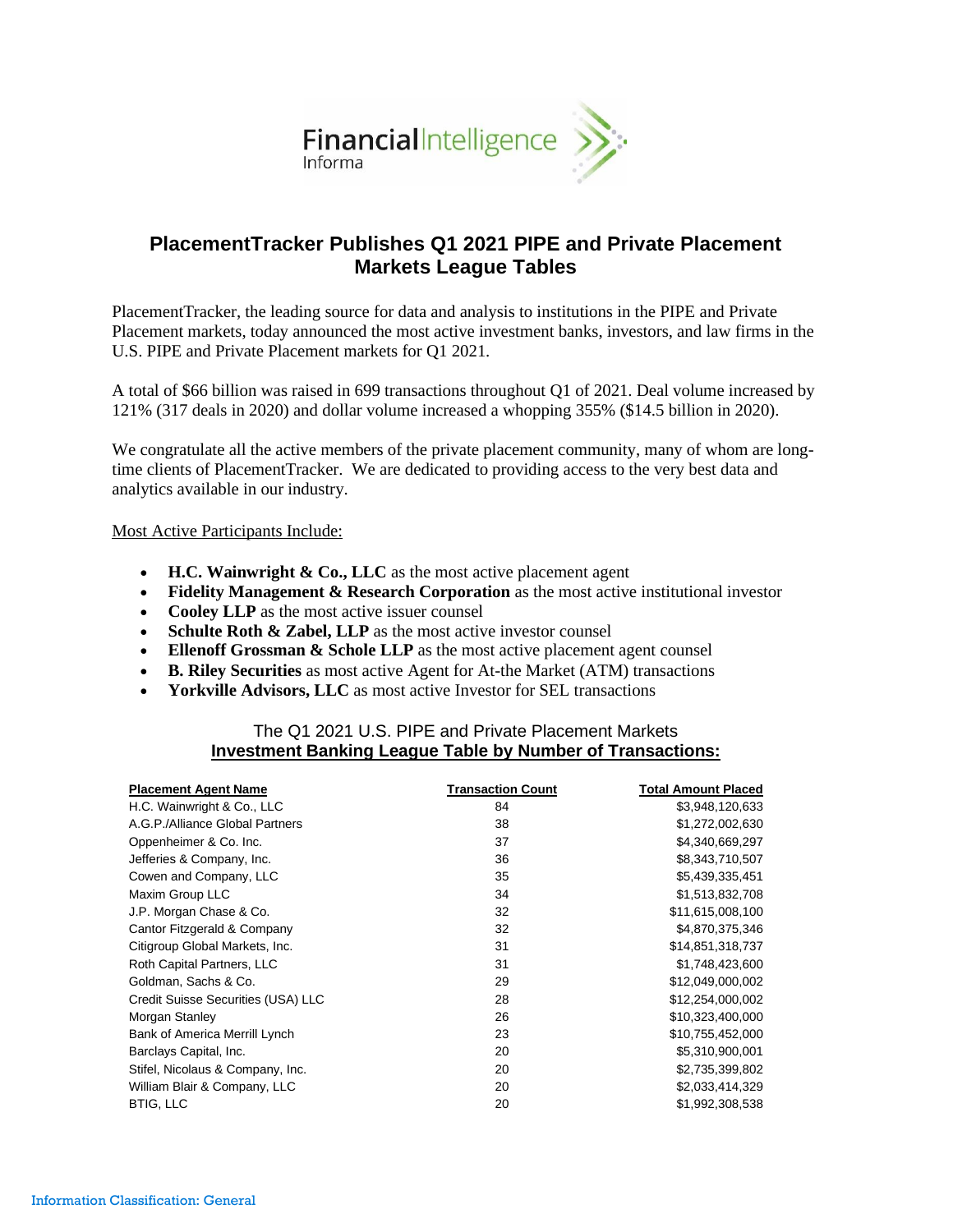# PlacementTracker Publishes Q1 2021 PIPE and Private Placement Markets League Tables

PlacementTracker, the leading source for data and analysis to institutions in the PIPE and Private Placement markets, today announced the most active investment banks, investors, and law firms in the U.S. PIPE and Private Placement markets for Q1 2021.

A total of $66 billion was raised in 699 transactions throughout Q1 of 2021. Deal volume increased by 121% (317 deals in 2020) and dollar volume increased a whopping 355% ($14.5 billion in 2020).

We congratulate all the active members of the private placement community, many of whom are long-time clients of PlacementTracker. We are dedicated to providing access to the very best data and analytics available in our industry.

Most Active Participants Include:

- **H.C. Wainwright & Co., LLC** as the most active placement agent
- **Fidelity Management & Research Corporation** as the most active institutional investor
- **Cooley LLP** as the most active issuer counsel
- **Schulte Roth & Zabel, LLP** as the most active investor counsel
- **Ellenoff Grossman & Schole LLP** as the most active placement agent counsel
- **B. Riley Securities** as most active Agent for At-the Market (ATM) transactions
- **Yorkville Advisors, LLC** as most active Investor for SEL transactions

### The Q1 2021 U.S. PIPE and Private Placement Markets
### Investment Banking League Table by Number of Transactions:

| Placement Agent Name | Transaction Count | Total Amount Placed |
|---|---|---|
| H.C. Wainwright & Co., LLC | 84 | $3,948,120,633 |
| A.G.P./Alliance Global Partners | 38 | $1,272,002,630 |
| Oppenheimer & Co. Inc. | 37 | $4,340,669,297 |
| Jefferies & Company, Inc. | 36 | $8,343,710,507 |
| Cowen and Company, LLC | 35 | $5,439,335,451 |
| Maxim Group LLC | 34 | $1,513,832,708 |
| J.P. Morgan Chase & Co. | 32 | $11,615,008,100 |
| Cantor Fitzgerald & Company | 32 | $4,870,375,346 |
| Citigroup Global Markets, Inc. | 31 | $14,851,318,737 |
| Roth Capital Partners, LLC | 31 | $1,748,423,600 |
| Goldman, Sachs & Co. | 29 | $12,049,000,002 |
| Credit Suisse Securities (USA) LLC | 28 | $12,254,000,002 |
| Morgan Stanley | 26 | $10,323,400,000 |
| Bank of America Merrill Lynch | 23 | $10,755,452,000 |
| Barclays Capital, Inc. | 20 | $5,310,900,001 |
| Stifel, Nicolaus & Company, Inc. | 20 | $2,735,399,802 |
| William Blair & Company, LLC | 20 | $2,033,414,329 |
| BTIG, LLC | 20 | $1,992,308,538 |

Information Classification: General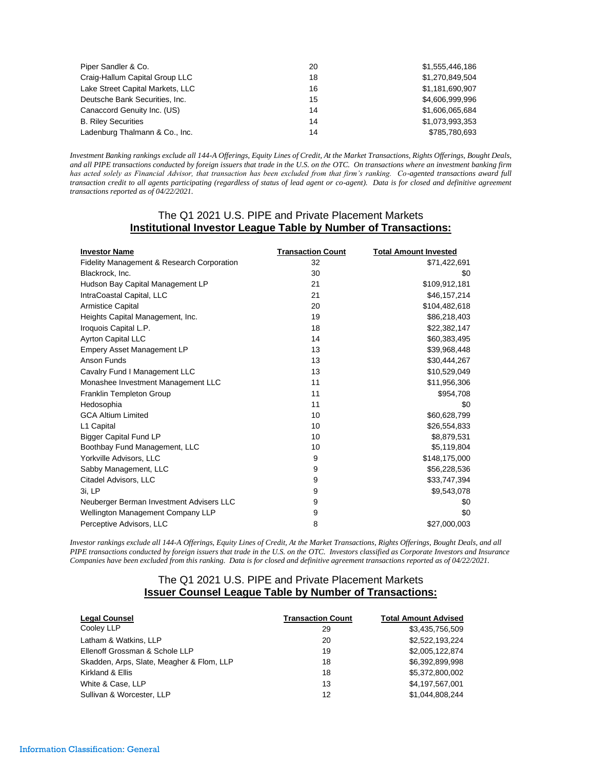| | | |
|---|---|---|
| Piper Sandler & Co. | 20 | $1,555,446,186 |
| Craig-Hallum Capital Group LLC | 18 | $1,270,849,504 |
| Lake Street Capital Markets, LLC | 16 | $1,181,690,907 |
| Deutsche Bank Securities, Inc. | 15 | $4,606,999,996 |
| Canaccord Genuity Inc. (US) | 14 | $1,606,065,684 |
| B. Riley Securities | 14 | $1,073,993,353 |
| Ladenburg Thalmann & Co., Inc. | 14 | $785,780,693 |

*Investment Banking rankings exclude all 144-A Offerings, Equity Lines of Credit, At the Market Transactions, Rights Offerings, Bought Deals, and all PIPE transactions conducted by foreign issuers that trade in the U.S. on the OTC. On transactions where an investment banking firm has acted solely as Financial Advisor, that transaction has been excluded from that firm's ranking. Co-agented transactions award full transaction credit to all agents participating (regardless of status of lead agent or co-agent). Data is for closed and definitive agreement transactions reported as of 04/22/2021.*

## The Q1 2021 U.S. PIPE and Private Placement Markets
## **Institutional Investor League Table by Number of Transactions:**

| Investor Name | Transaction Count | Total Amount Invested |
|---|---|---|
| Fidelity Management & Research Corporation | 32 | $71,422,691 |
| Blackrock, Inc. | 30 | $0 |
| Hudson Bay Capital Management LP | 21 | $109,912,181 |
| IntraCoastal Capital, LLC | 21 | $46,157,214 |
| Armistice Capital | 20 | $104,482,618 |
| Heights Capital Management, Inc. | 19 | $86,218,403 |
| Iroquois Capital L.P. | 18 | $22,382,147 |
| Ayrton Capital LLC | 14 | $60,383,495 |
| Empery Asset Management LP | 13 | $39,968,448 |
| Anson Funds | 13 | $30,444,267 |
| Cavalry Fund I Management LLC | 13 | $10,529,049 |
| Monashee Investment Management LLC | 11 | $11,956,306 |
| Franklin Templeton Group | 11 | $954,708 |
| Hedosophia | 11 | $0 |
| GCA Altium Limited | 10 | $60,628,799 |
| L1 Capital | 10 | $26,554,833 |
| Bigger Capital Fund LP | 10 | $8,879,531 |
| Boothbay Fund Management, LLC | 10 | $5,119,804 |
| Yorkville Advisors, LLC | 9 | $148,175,000 |
| Sabby Management, LLC | 9 | $56,228,536 |
| Citadel Advisors, LLC | 9 | $33,747,394 |
| 3i, LP | 9 | $9,543,078 |
| Neuberger Berman Investment Advisers LLC | 9 | $0 |
| Wellington Management Company LLP | 9 | $0 |
| Perceptive Advisors, LLC | 8 | $27,000,003 |

*Investor rankings exclude all 144-A Offerings, Equity Lines of Credit, At the Market Transactions, Rights Offerings, Bought Deals, and all PIPE transactions conducted by foreign issuers that trade in the U.S. on the OTC. Investors classified as Corporate Investors and Insurance Companies have been excluded from this ranking. Data is for closed and definitive agreement transactions reported as of 04/22/2021.*

## The Q1 2021 U.S. PIPE and Private Placement Markets
## **Issuer Counsel League Table by Number of Transactions:**

| Legal Counsel | Transaction Count | Total Amount Advised |
|---|---|---|
| Cooley LLP | 29 | $3,435,756,509 |
| Latham & Watkins, LLP | 20 | $2,522,193,224 |
| Ellenoff Grossman & Schole LLP | 19 | $2,005,122,874 |
| Skadden, Arps, Slate, Meagher & Flom, LLP | 18 | $6,392,899,998 |
| Kirkland & Ellis | 18 | $5,372,800,002 |
| White & Case, LLP | 13 | $4,197,567,001 |
| Sullivan & Worcester, LLP | 12 | $1,044,808,244 |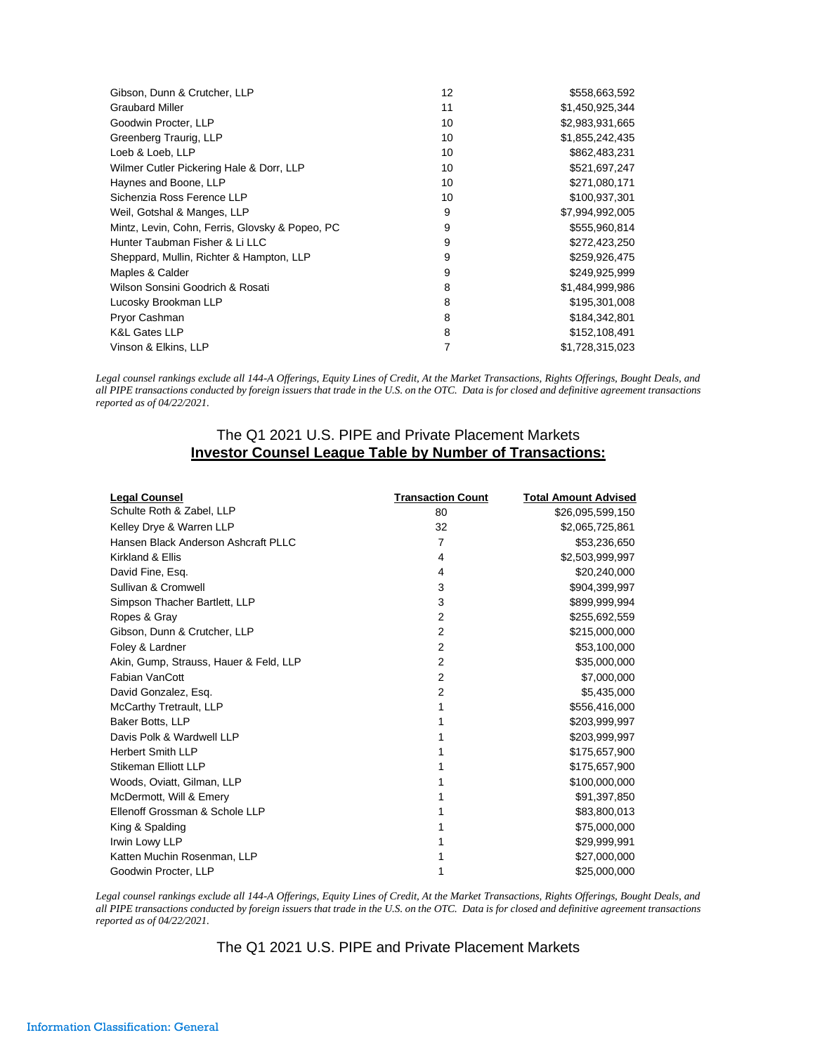| | | |
|---|---|---|
| Gibson, Dunn & Crutcher, LLP | 12 | $558,663,592 |
| Graubard Miller | 11 | $1,450,925,344 |
| Goodwin Procter, LLP | 10 | $2,983,931,665 |
| Greenberg Traurig, LLP | 10 | $1,855,242,435 |
| Loeb & Loeb, LLP | 10 | $862,483,231 |
| Wilmer Cutler Pickering Hale & Dorr, LLP | 10 | $521,697,247 |
| Haynes and Boone, LLP | 10 | $271,080,171 |
| Sichenzia Ross Ference LLP | 10 | $100,937,301 |
| Weil, Gotshal & Manges, LLP | 9 | $7,994,992,005 |
| Mintz, Levin, Cohn, Ferris, Glovsky & Popeo, PC | 9 | $555,960,814 |
| Hunter Taubman Fisher & Li LLC | 9 | $272,423,250 |
| Sheppard, Mullin, Richter & Hampton, LLP | 9 | $259,926,475 |
| Maples & Calder | 9 | $249,925,999 |
| Wilson Sonsini Goodrich & Rosati | 8 | $1,484,999,986 |
| Lucosky Brookman LLP | 8 | $195,301,008 |
| Pryor Cashman | 8 | $184,342,801 |
| K&L Gates LLP | 8 | $152,108,491 |
| Vinson & Elkins, LLP | 7 | $1,728,315,023 |

*Legal counsel rankings exclude all 144-A Offerings, Equity Lines of Credit, At the Market Transactions, Rights Offerings, Bought Deals, and all PIPE transactions conducted by foreign issuers that trade in the U.S. on the OTC. Data is for closed and definitive agreement transactions reported as of 04/22/2021.*

## The Q1 2021 U.S. PIPE and Private Placement Markets

## <u>Investor Counsel League Table by Number of Transactions:</u>

| Legal Counsel | Transaction Count | Total Amount Advised |
|---|---|---|
| Schulte Roth & Zabel, LLP | 80 | $26,095,599,150 |
| Kelley Drye & Warren LLP | 32 | $2,065,725,861 |
| Hansen Black Anderson Ashcraft PLLC | 7 | $53,236,650 |
| Kirkland & Ellis | 4 | $2,503,999,997 |
| David Fine, Esq. | 4 | $20,240,000 |
| Sullivan & Cromwell | 3 | $904,399,997 |
| Simpson Thacher Bartlett, LLP | 3 | $899,999,994 |
| Ropes & Gray | 2 | $255,692,559 |
| Gibson, Dunn & Crutcher, LLP | 2 | $215,000,000 |
| Foley & Lardner | 2 | $53,100,000 |
| Akin, Gump, Strauss, Hauer & Feld, LLP | 2 | $35,000,000 |
| Fabian VanCott | 2 | $7,000,000 |
| David Gonzalez, Esq. | 2 | $5,435,000 |
| McCarthy Tretrault, LLP | 1 | $556,416,000 |
| Baker Botts, LLP | 1 | $203,999,997 |
| Davis Polk & Wardwell LLP | 1 | $203,999,997 |
| Herbert Smith LLP | 1 | $175,657,900 |
| Stikeman Elliott LLP | 1 | $175,657,900 |
| Woods, Oviatt, Gilman, LLP | 1 | $100,000,000 |
| McDermott, Will & Emery | 1 | $91,397,850 |
| Ellenoff Grossman & Schole LLP | 1 | $83,800,013 |
| King & Spalding | 1 | $75,000,000 |
| Irwin Lowy LLP | 1 | $29,999,991 |
| Katten Muchin Rosenman, LLP | 1 | $27,000,000 |
| Goodwin Procter, LLP | 1 | $25,000,000 |

*Legal counsel rankings exclude all 144-A Offerings, Equity Lines of Credit, At the Market Transactions, Rights Offerings, Bought Deals, and all PIPE transactions conducted by foreign issuers that trade in the U.S. on the OTC. Data is for closed and definitive agreement transactions reported as of 04/22/2021.*

## The Q1 2021 U.S. PIPE and Private Placement Markets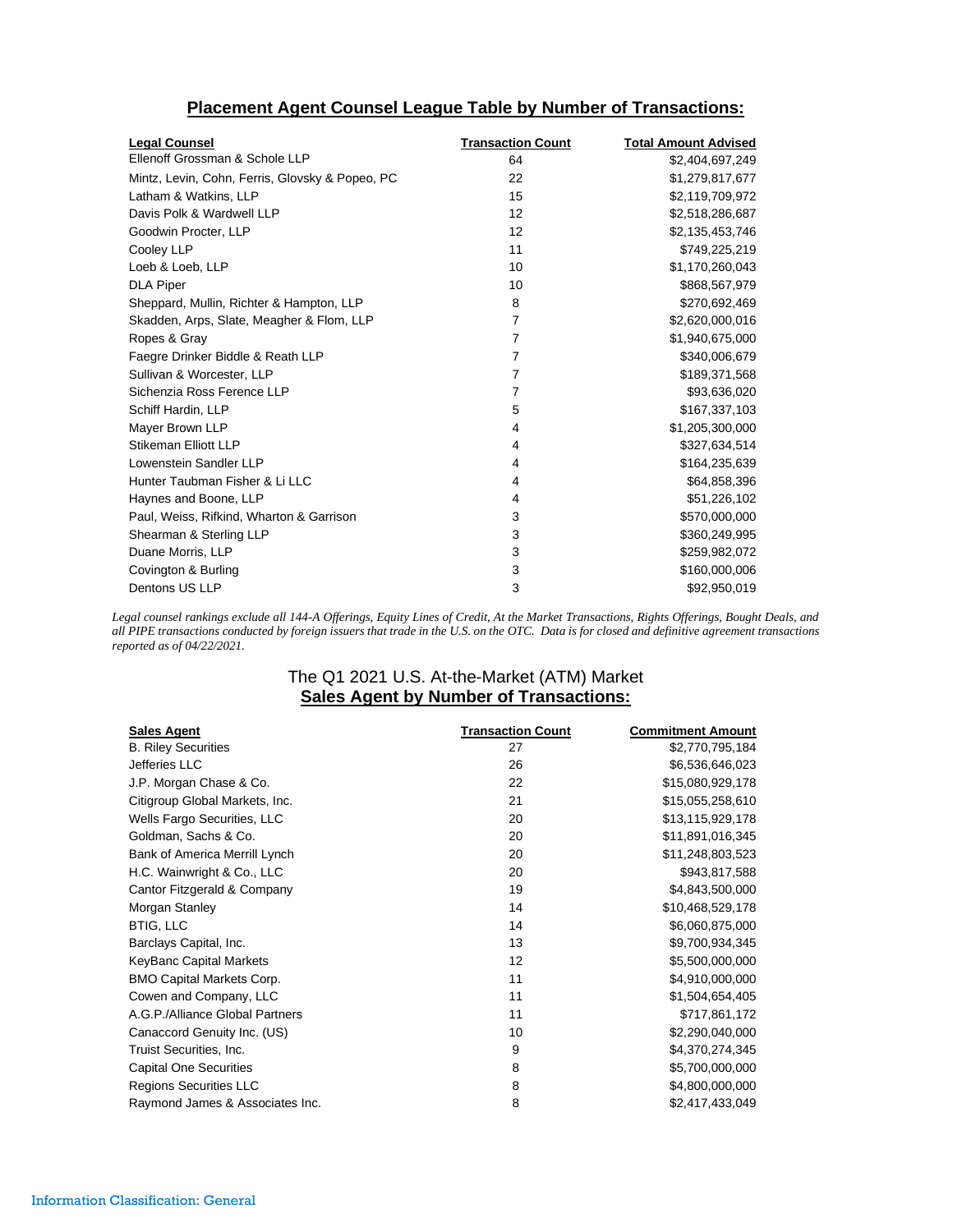## Placement Agent Counsel League Table by Number of Transactions:

| Legal Counsel | Transaction Count | Total Amount Advised |
|---|---|---|
| Ellenoff Grossman & Schole LLP | 64 | $2,404,697,249 |
| Mintz, Levin, Cohn, Ferris, Glovsky & Popeo, PC | 22 | $1,279,817,677 |
| Latham & Watkins, LLP | 15 | $2,119,709,972 |
| Davis Polk & Wardwell LLP | 12 | $2,518,286,687 |
| Goodwin Procter, LLP | 12 | $2,135,453,746 |
| Cooley LLP | 11 | $749,225,219 |
| Loeb & Loeb, LLP | 10 | $1,170,260,043 |
| DLA Piper | 10 | $868,567,979 |
| Sheppard, Mullin, Richter & Hampton, LLP | 8 | $270,692,469 |
| Skadden, Arps, Slate, Meagher & Flom, LLP | 7 | $2,620,000,016 |
| Ropes & Gray | 7 | $1,940,675,000 |
| Faegre Drinker Biddle & Reath LLP | 7 | $340,006,679 |
| Sullivan & Worcester, LLP | 7 | $189,371,568 |
| Sichenzia Ross Ference LLP | 7 | $93,636,020 |
| Schiff Hardin, LLP | 5 | $167,337,103 |
| Mayer Brown LLP | 4 | $1,205,300,000 |
| Stikeman Elliott LLP | 4 | $327,634,514 |
| Lowenstein Sandler LLP | 4 | $164,235,639 |
| Hunter Taubman Fisher & Li LLC | 4 | $64,858,396 |
| Haynes and Boone, LLP | 4 | $51,226,102 |
| Paul, Weiss, Rifkind, Wharton & Garrison | 3 | $570,000,000 |
| Shearman & Sterling LLP | 3 | $360,249,995 |
| Duane Morris, LLP | 3 | $259,982,072 |
| Covington & Burling | 3 | $160,000,006 |
| Dentons US LLP | 3 | $92,950,019 |

*Legal counsel rankings exclude all 144-A Offerings, Equity Lines of Credit, At the Market Transactions, Rights Offerings, Bought Deals, and all PIPE transactions conducted by foreign issuers that trade in the U.S. on the OTC. Data is for closed and definitive agreement transactions reported as of 04/22/2021.*

## The Q1 2021 U.S. At-the-Market (ATM) Market
## Sales Agent by Number of Transactions:

| Sales Agent | Transaction Count | Commitment Amount |
|---|---|---|
| B. Riley Securities | 27 | $2,770,795,184 |
| Jefferies LLC | 26 | $6,536,646,023 |
| J.P. Morgan Chase & Co. | 22 | $15,080,929,178 |
| Citigroup Global Markets, Inc. | 21 | $15,055,258,610 |
| Wells Fargo Securities, LLC | 20 | $13,115,929,178 |
| Goldman, Sachs & Co. | 20 | $11,891,016,345 |
| Bank of America Merrill Lynch | 20 | $11,248,803,523 |
| H.C. Wainwright & Co., LLC | 20 | $943,817,588 |
| Cantor Fitzgerald & Company | 19 | $4,843,500,000 |
| Morgan Stanley | 14 | $10,468,529,178 |
| BTIG, LLC | 14 | $6,060,875,000 |
| Barclays Capital, Inc. | 13 | $9,700,934,345 |
| KeyBanc Capital Markets | 12 | $5,500,000,000 |
| BMO Capital Markets Corp. | 11 | $4,910,000,000 |
| Cowen and Company, LLC | 11 | $1,504,654,405 |
| A.G.P./Alliance Global Partners | 11 | $717,861,172 |
| Canaccord Genuity Inc. (US) | 10 | $2,290,040,000 |
| Truist Securities, Inc. | 9 | $4,370,274,345 |
| Capital One Securities | 8 | $5,700,000,000 |
| Regions Securities LLC | 8 | $4,800,000,000 |
| Raymond James & Associates Inc. | 8 | $2,417,433,049 |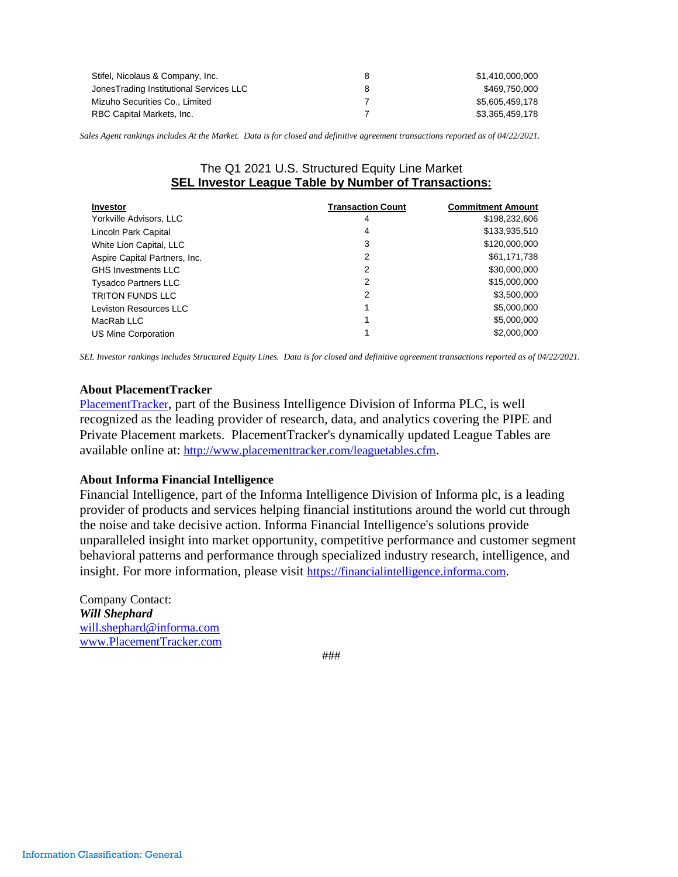| | | |
|---|---|---|
| Stifel, Nicolaus & Company, Inc. | 8 | $1,410,000,000 |
| JonesTrading Institutional Services LLC | 8 | $469,750,000 |
| Mizuho Securities Co., Limited | 7 | $5,605,459,178 |
| RBC Capital Markets, Inc. | 7 | $3,365,459,178 |

*Sales Agent rankings includes At the Market. Data is for closed and definitive agreement transactions reported as of 04/22/2021.*

## The Q1 2021 U.S. Structured Equity Line Market
## SEL Investor League Table by Number of Transactions:

| Investor | Transaction Count | Commitment Amount |
|---|---|---|
| Yorkville Advisors, LLC | 4 | $198,232,606 |
| Lincoln Park Capital | 4 | $133,935,510 |
| White Lion Capital, LLC | 3 | $120,000,000 |
| Aspire Capital Partners, Inc. | 2 | $61,171,738 |
| GHS Investments LLC | 2 | $30,000,000 |
| Tysadco Partners LLC | 2 | $15,000,000 |
| TRITON FUNDS LLC | 2 | $3,500,000 |
| Leviston Resources LLC | 1 | $5,000,000 |
| MacRab LLC | 1 | $5,000,000 |
| US Mine Corporation | 1 | $2,000,000 |

*SEL Investor rankings includes Structured Equity Lines. Data is for closed and definitive agreement transactions reported as of 04/22/2021.*

**About PlacementTracker**

PlacementTracker, part of the Business Intelligence Division of Informa PLC, is well recognized as the leading provider of research, data, and analytics covering the PIPE and Private Placement markets. PlacementTracker's dynamically updated League Tables are available online at: http://www.placementtracker.com/leaguetables.cfm.

**About Informa Financial Intelligence**

Financial Intelligence, part of the Informa Intelligence Division of Informa plc, is a leading provider of products and services helping financial institutions around the world cut through the noise and take decisive action. Informa Financial Intelligence's solutions provide unparalleled insight into market opportunity, competitive performance and customer segment behavioral patterns and performance through specialized industry research, intelligence, and insight. For more information, please visit https://financialintelligence.informa.com.

Company Contact:
***Will Shephard***
will.shephard@informa.com
www.PlacementTracker.com

###